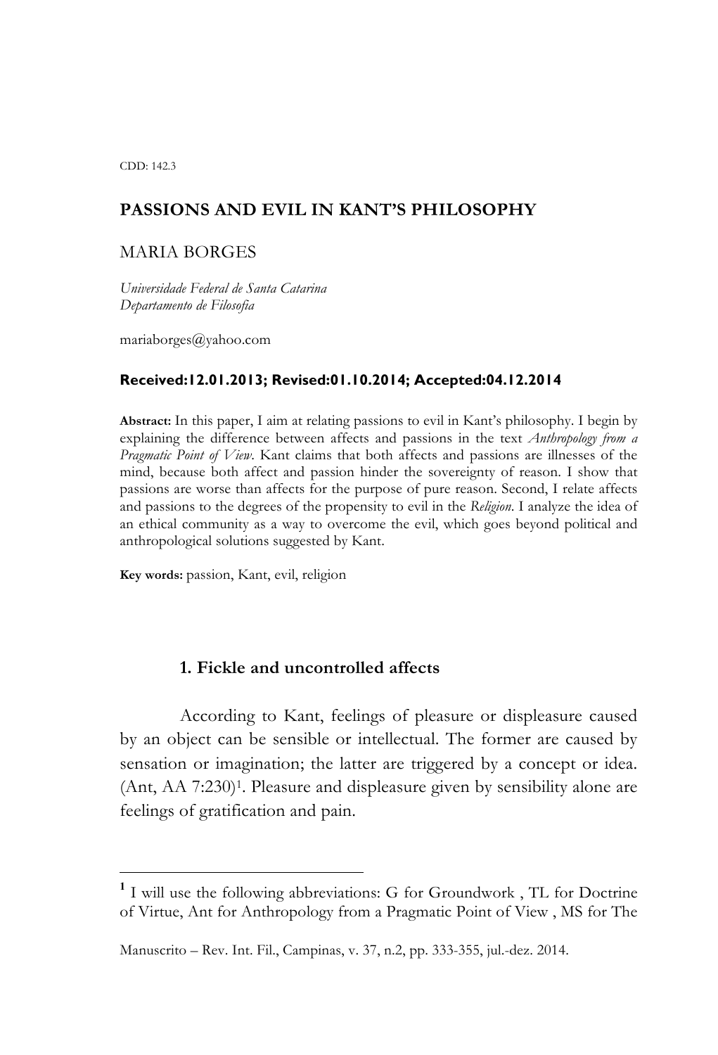CDD: 142.3

# PASSIONS AND EVIL IN KANT'S PHILOSOPHY

MARIA BORGES

*Universidade Federal de Santa Catarina*
*Departamento de Filosofia*

mariaborges@yahoo.com

**Received:12.01.2013; Revised:01.10.2014; Accepted:04.12.2014**

**Abstract:** In this paper, I aim at relating passions to evil in Kant's philosophy. I begin by explaining the difference between affects and passions in the text *Anthropology from a Pragmatic Point of View*. Kant claims that both affects and passions are illnesses of the mind, because both affect and passion hinder the sovereignty of reason. I show that passions are worse than affects for the purpose of pure reason. Second, I relate affects and passions to the degrees of the propensity to evil in the *Religion*. I analyze the idea of an ethical community as a way to overcome the evil, which goes beyond political and anthropological solutions suggested by Kant.

**Key words:** passion, Kant, evil, religion

## 1. Fickle and uncontrolled affects

According to Kant, feelings of pleasure or displeasure caused by an object can be sensible or intellectual. The former are caused by sensation or imagination; the latter are triggered by a concept or idea. (Ant, AA 7:230)[1]. Pleasure and displeasure given by sensibility alone are feelings of gratification and pain.

[1] I will use the following abbreviations: G for Groundwork , TL for Doctrine of Virtue, Ant for Anthropology from a Pragmatic Point of View , MS for The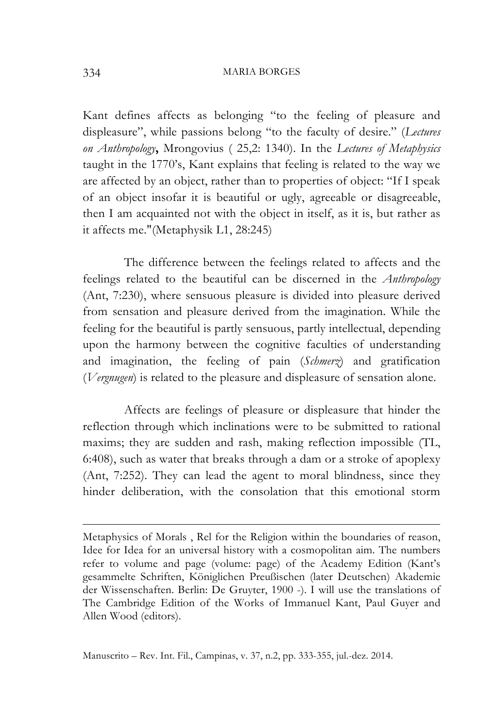Kant defines affects as belonging "to the feeling of pleasure and displeasure", while passions belong "to the faculty of desire." (*Lectures on Anthropology***,** Mrongovius ( 25,2: 1340). In the *Lectures of Metaphysics* taught in the 1770's, Kant explains that feeling is related to the way we are affected by an object, rather than to properties of object: "If I speak of an object insofar it is beautiful or ugly, agreeable or disagreeable, then I am acquainted not with the object in itself, as it is, but rather as it affects me."(Metaphysik L1, 28:245)

The difference between the feelings related to affects and the feelings related to the beautiful can be discerned in the *Anthropology* (Ant, 7:230), where sensuous pleasure is divided into pleasure derived from sensation and pleasure derived from the imagination. While the feeling for the beautiful is partly sensuous, partly intellectual, depending upon the harmony between the cognitive faculties of understanding and imagination, the feeling of pain (*Schmerz*) and gratification (*Vergnugen*) is related to the pleasure and displeasure of sensation alone.

Affects are feelings of pleasure or displeasure that hinder the reflection through which inclinations were to be submitted to rational maxims; they are sudden and rash, making reflection impossible (TL, 6:408), such as water that breaks through a dam or a stroke of apoplexy (Ant, 7:252). They can lead the agent to moral blindness, since they hinder deliberation, with the consolation that this emotional storm

---

Metaphysics of Morals , Rel for the Religion within the boundaries of reason, Idee for Idea for an universal history with a cosmopolitan aim. The numbers refer to volume and page (volume: page) of the Academy Edition (Kant's gesammelte Schriften, Königlichen Preußischen (later Deutschen) Akademie der Wissenschaften. Berlin: De Gruyter, 1900 -). I will use the translations of The Cambridge Edition of the Works of Immanuel Kant, Paul Guyer and Allen Wood (editors).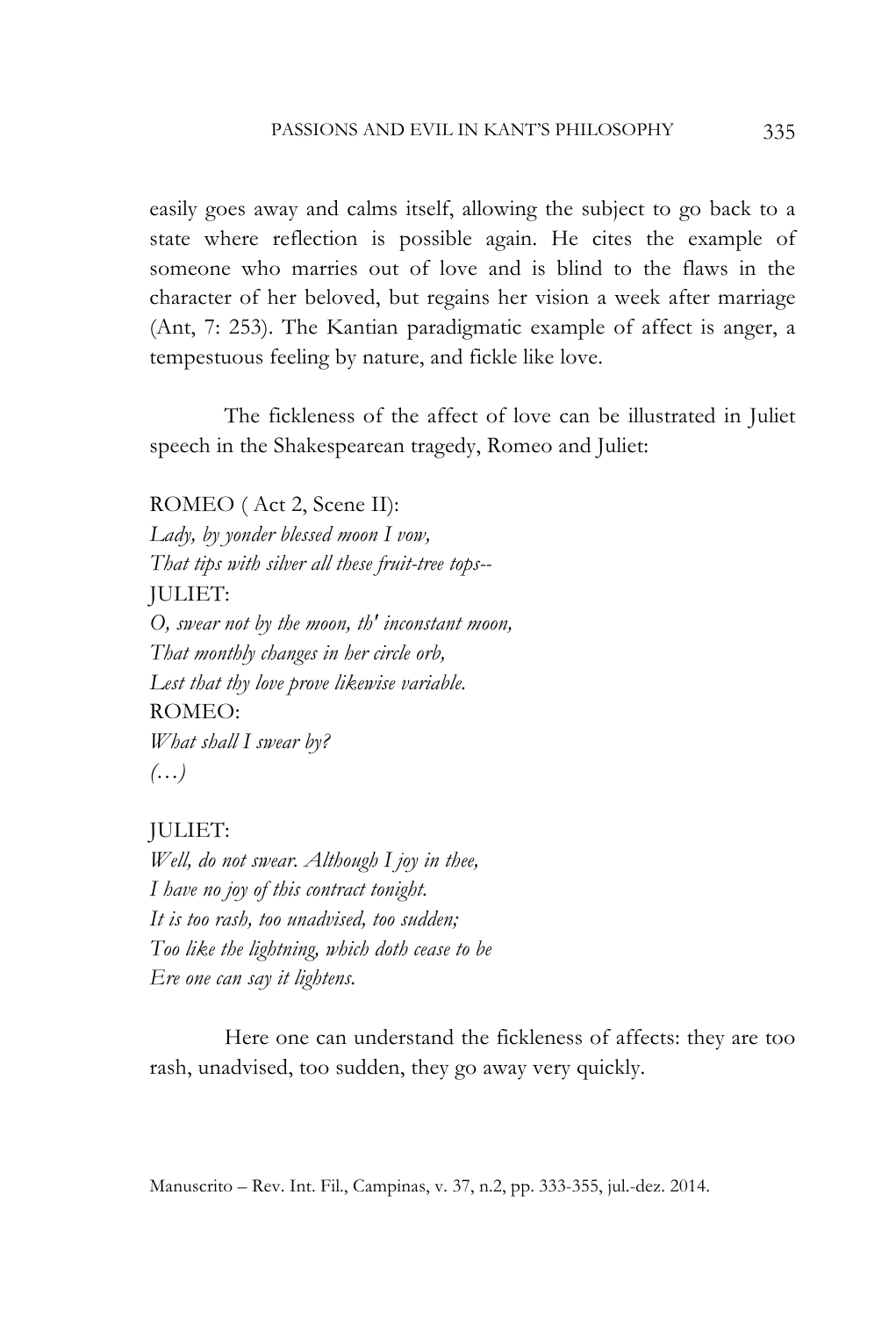easily goes away and calms itself, allowing the subject to go back to a state where reflection is possible again. He cites the example of someone who marries out of love and is blind to the flaws in the character of her beloved, but regains her vision a week after marriage (Ant, 7: 253). The Kantian paradigmatic example of affect is anger, a tempestuous feeling by nature, and fickle like love.

The fickleness of the affect of love can be illustrated in Juliet speech in the Shakespearean tragedy, Romeo and Juliet:

ROMEO ( Act 2, Scene II):  
*Lady, by yonder blessed moon I vow,*  
*That tips with silver all these fruit-tree tops--*  
JULIET:  
*O, swear not by the moon, th' inconstant moon,*  
*That monthly changes in her circle orb,*  
*Lest that thy love prove likewise variable.*  
ROMEO:  
*What shall I swear by?*  
*(…)*

JULIET:  
*Well, do not swear. Although I joy in thee,*  
*I have no joy of this contract tonight.*  
*It is too rash, too unadvised, too sudden;*  
*Too like the lightning, which doth cease to be*  
*Ere one can say it lightens.*

Here one can understand the fickleness of affects: they are too rash, unadvised, too sudden, they go away very quickly.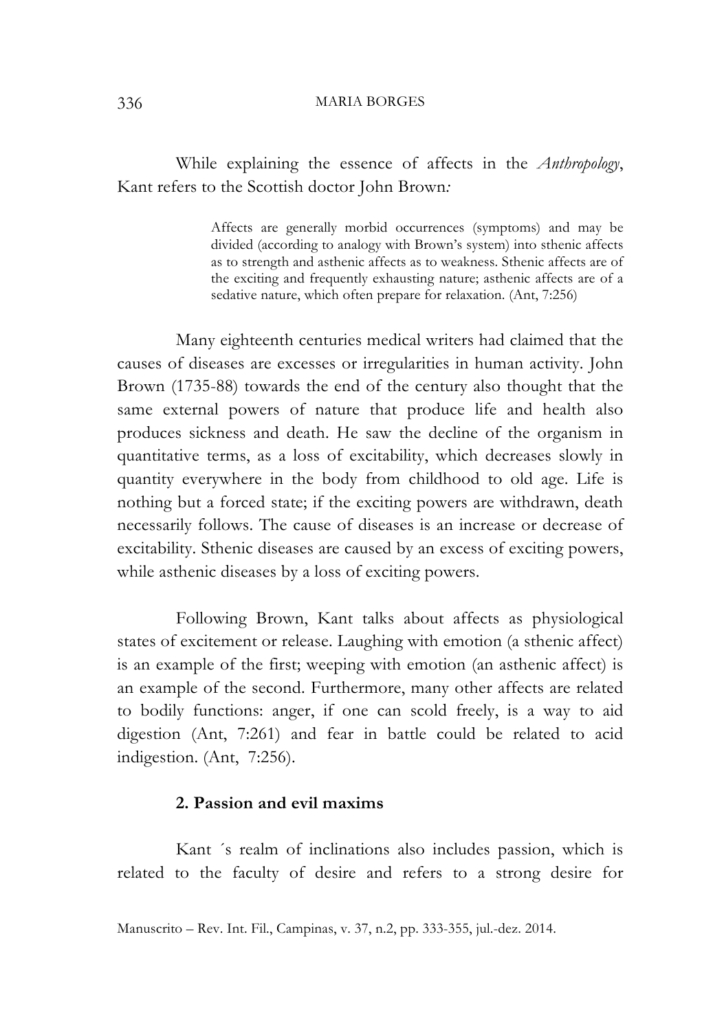While explaining the essence of affects in the *Anthropology*, Kant refers to the Scottish doctor John Brown*:*

> Affects are generally morbid occurrences (symptoms) and may be divided (according to analogy with Brown's system) into sthenic affects as to strength and asthenic affects as to weakness. Sthenic affects are of the exciting and frequently exhausting nature; asthenic affects are of a sedative nature, which often prepare for relaxation. (Ant, 7:256)

Many eighteenth centuries medical writers had claimed that the causes of diseases are excesses or irregularities in human activity. John Brown (1735-88) towards the end of the century also thought that the same external powers of nature that produce life and health also produces sickness and death. He saw the decline of the organism in quantitative terms, as a loss of excitability, which decreases slowly in quantity everywhere in the body from childhood to old age. Life is nothing but a forced state; if the exciting powers are withdrawn, death necessarily follows. The cause of diseases is an increase or decrease of excitability. Sthenic diseases are caused by an excess of exciting powers, while asthenic diseases by a loss of exciting powers.

Following Brown, Kant talks about affects as physiological states of excitement or release. Laughing with emotion (a sthenic affect) is an example of the first; weeping with emotion (an asthenic affect) is an example of the second. Furthermore, many other affects are related to bodily functions: anger, if one can scold freely, is a way to aid digestion (Ant, 7:261) and fear in battle could be related to acid indigestion. (Ant, 7:256).

## 2. Passion and evil maxims

Kant ´s realm of inclinations also includes passion, which is related to the faculty of desire and refers to a strong desire for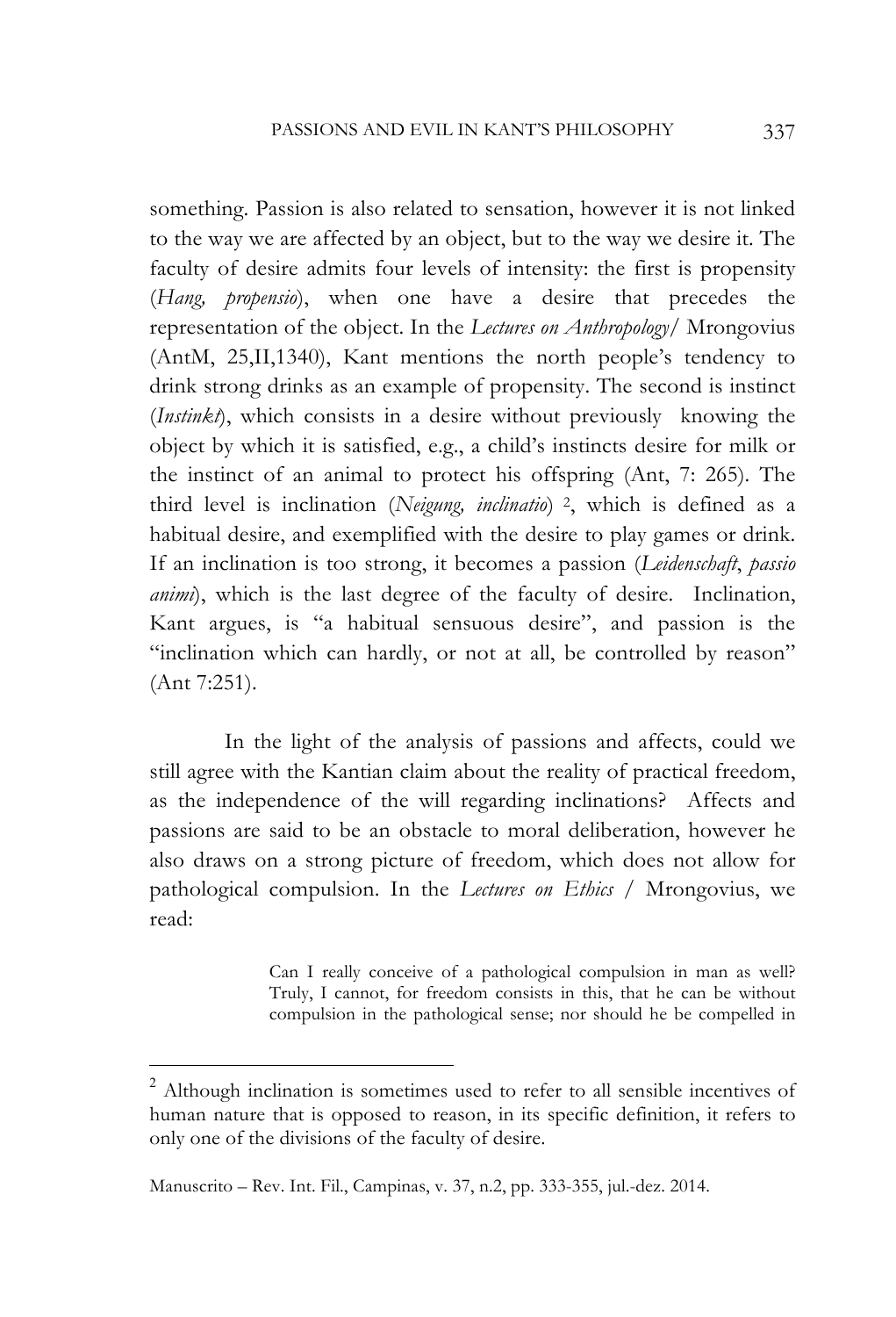something. Passion is also related to sensation, however it is not linked to the way we are affected by an object, but to the way we desire it. The faculty of desire admits four levels of intensity: the first is propensity (*Hang, propensio*), when one have a desire that precedes the representation of the object. In the *Lectures on Anthropology*/ Mrongovius (AntM, 25,II,1340), Kant mentions the north people's tendency to drink strong drinks as an example of propensity. The second is instinct (*Instinkt*), which consists in a desire without previously knowing the object by which it is satisfied, e.g., a child's instincts desire for milk or the instinct of an animal to protect his offspring (Ant, 7: 265). The third level is inclination (*Neigung, inclinatio*) [2], which is defined as a habitual desire, and exemplified with the desire to play games or drink. If an inclination is too strong, it becomes a passion (*Leidenschaft*, *passio animi*), which is the last degree of the faculty of desire. Inclination, Kant argues, is "a habitual sensuous desire", and passion is the "inclination which can hardly, or not at all, be controlled by reason" (Ant 7:251).

In the light of the analysis of passions and affects, could we still agree with the Kantian claim about the reality of practical freedom, as the independence of the will regarding inclinations? Affects and passions are said to be an obstacle to moral deliberation, however he also draws on a strong picture of freedom, which does not allow for pathological compulsion. In the *Lectures on Ethics* / Mrongovius, we read:

> Can I really conceive of a pathological compulsion in man as well? Truly, I cannot, for freedom consists in this, that he can be without compulsion in the pathological sense; nor should he be compelled in

[2] Although inclination is sometimes used to refer to all sensible incentives of human nature that is opposed to reason, in its specific definition, it refers to only one of the divisions of the faculty of desire.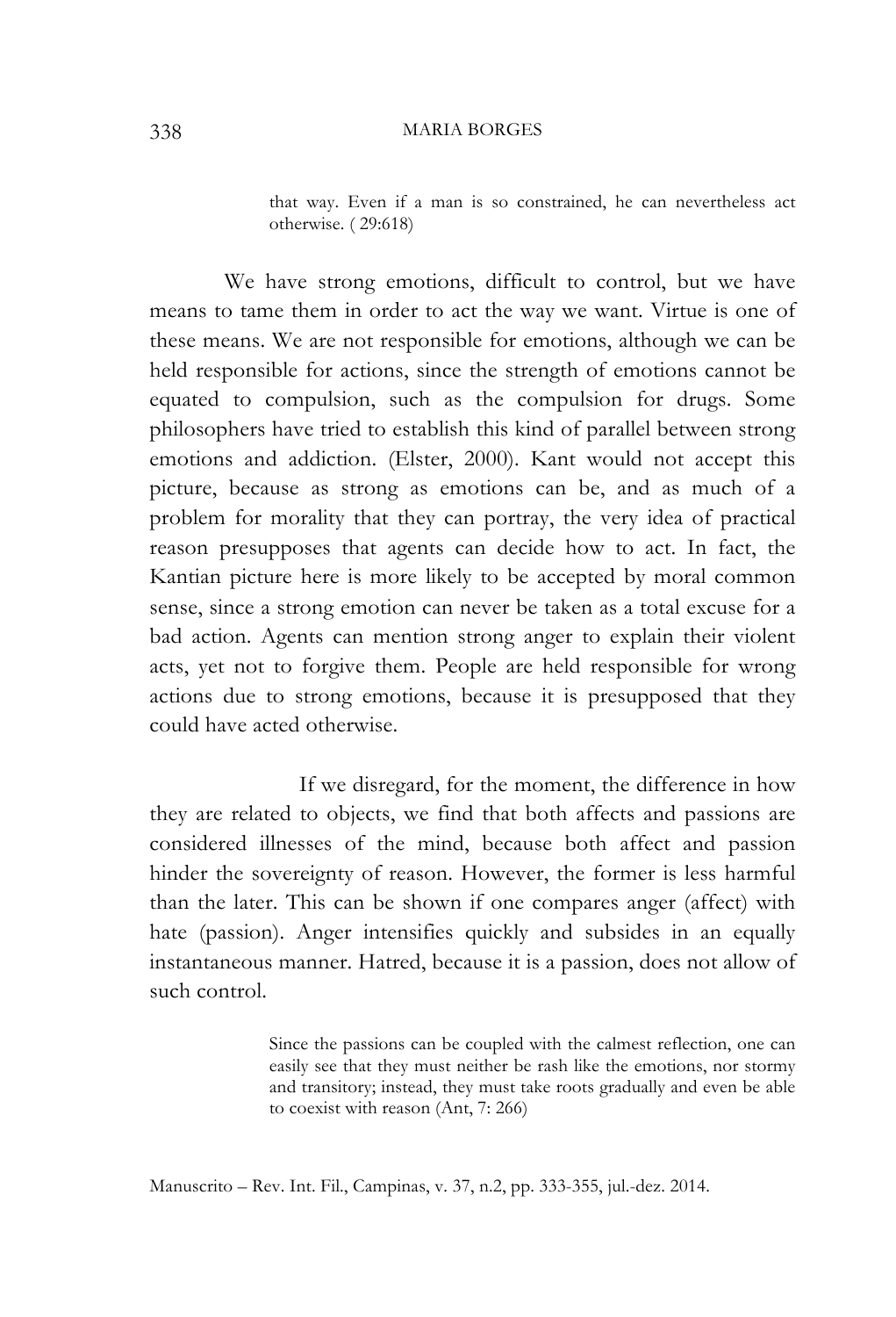> that way. Even if a man is so constrained, he can nevertheless act otherwise. ( 29:618)

We have strong emotions, difficult to control, but we have means to tame them in order to act the way we want. Virtue is one of these means. We are not responsible for emotions, although we can be held responsible for actions, since the strength of emotions cannot be equated to compulsion, such as the compulsion for drugs. Some philosophers have tried to establish this kind of parallel between strong emotions and addiction. (Elster, 2000). Kant would not accept this picture, because as strong as emotions can be, and as much of a problem for morality that they can portray, the very idea of practical reason presupposes that agents can decide how to act. In fact, the Kantian picture here is more likely to be accepted by moral common sense, since a strong emotion can never be taken as a total excuse for a bad action. Agents can mention strong anger to explain their violent acts, yet not to forgive them. People are held responsible for wrong actions due to strong emotions, because it is presupposed that they could have acted otherwise.

If we disregard, for the moment, the difference in how they are related to objects, we find that both affects and passions are considered illnesses of the mind, because both affect and passion hinder the sovereignty of reason. However, the former is less harmful than the later. This can be shown if one compares anger (affect) with hate (passion). Anger intensifies quickly and subsides in an equally instantaneous manner. Hatred, because it is a passion, does not allow of such control.

> Since the passions can be coupled with the calmest reflection, one can easily see that they must neither be rash like the emotions, nor stormy and transitory; instead, they must take roots gradually and even be able to coexist with reason (Ant, 7: 266)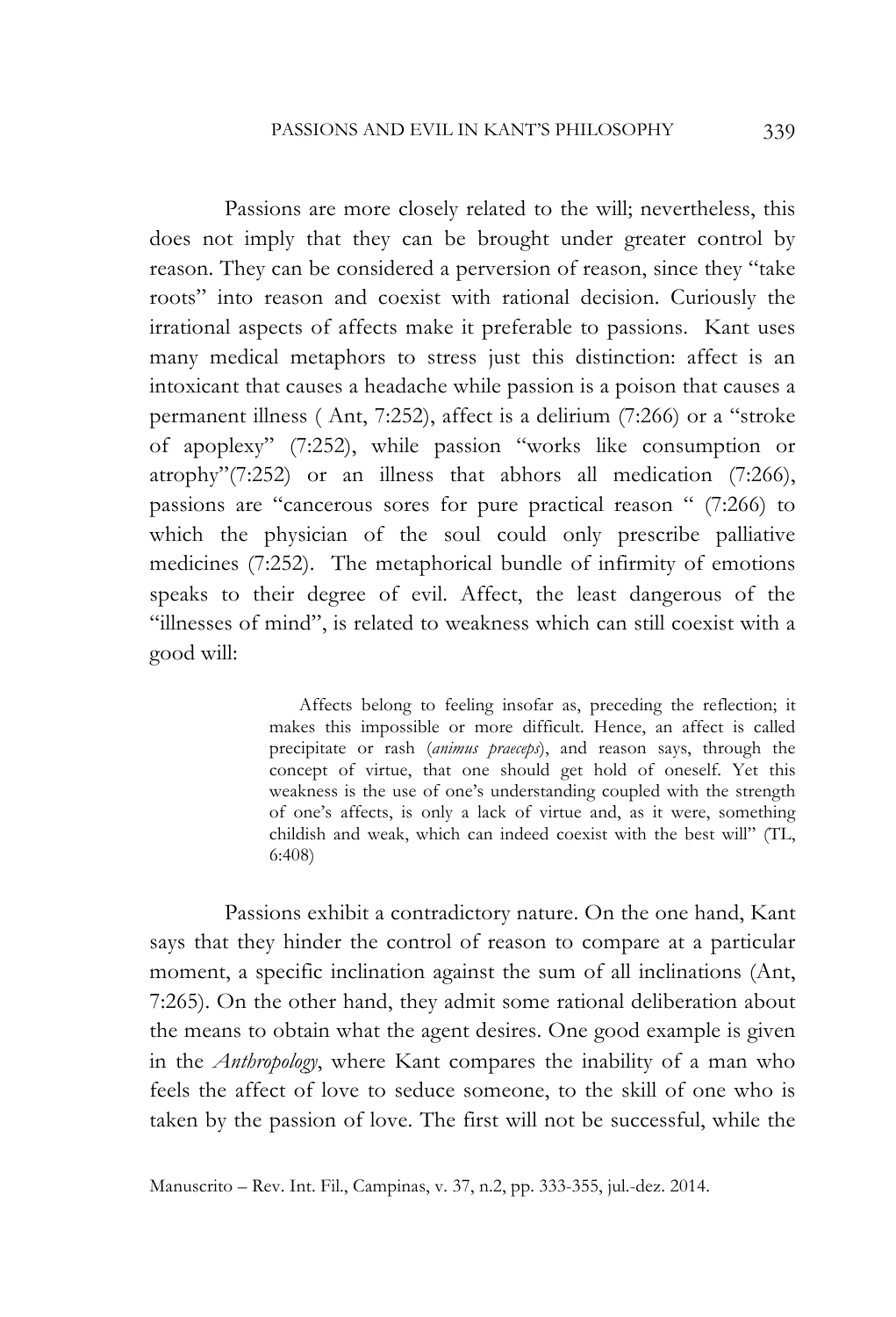Passions are more closely related to the will; nevertheless, this does not imply that they can be brought under greater control by reason. They can be considered a perversion of reason, since they "take roots" into reason and coexist with rational decision. Curiously the irrational aspects of affects make it preferable to passions. Kant uses many medical metaphors to stress just this distinction: affect is an intoxicant that causes a headache while passion is a poison that causes a permanent illness ( Ant, 7:252), affect is a delirium (7:266) or a "stroke of apoplexy" (7:252), while passion "works like consumption or atrophy"(7:252) or an illness that abhors all medication (7:266), passions are "cancerous sores for pure practical reason " (7:266) to which the physician of the soul could only prescribe palliative medicines (7:252). The metaphorical bundle of infirmity of emotions speaks to their degree of evil. Affect, the least dangerous of the "illnesses of mind", is related to weakness which can still coexist with a good will:

> Affects belong to feeling insofar as, preceding the reflection; it makes this impossible or more difficult. Hence, an affect is called precipitate or rash (*animus praeceps*), and reason says, through the concept of virtue, that one should get hold of oneself. Yet this weakness is the use of one's understanding coupled with the strength of one's affects, is only a lack of virtue and, as it were, something childish and weak, which can indeed coexist with the best will" (TL, 6:408)

Passions exhibit a contradictory nature. On the one hand, Kant says that they hinder the control of reason to compare at a particular moment, a specific inclination against the sum of all inclinations (Ant, 7:265). On the other hand, they admit some rational deliberation about the means to obtain what the agent desires. One good example is given in the *Anthropology*, where Kant compares the inability of a man who feels the affect of love to seduce someone, to the skill of one who is taken by the passion of love. The first will not be successful, while the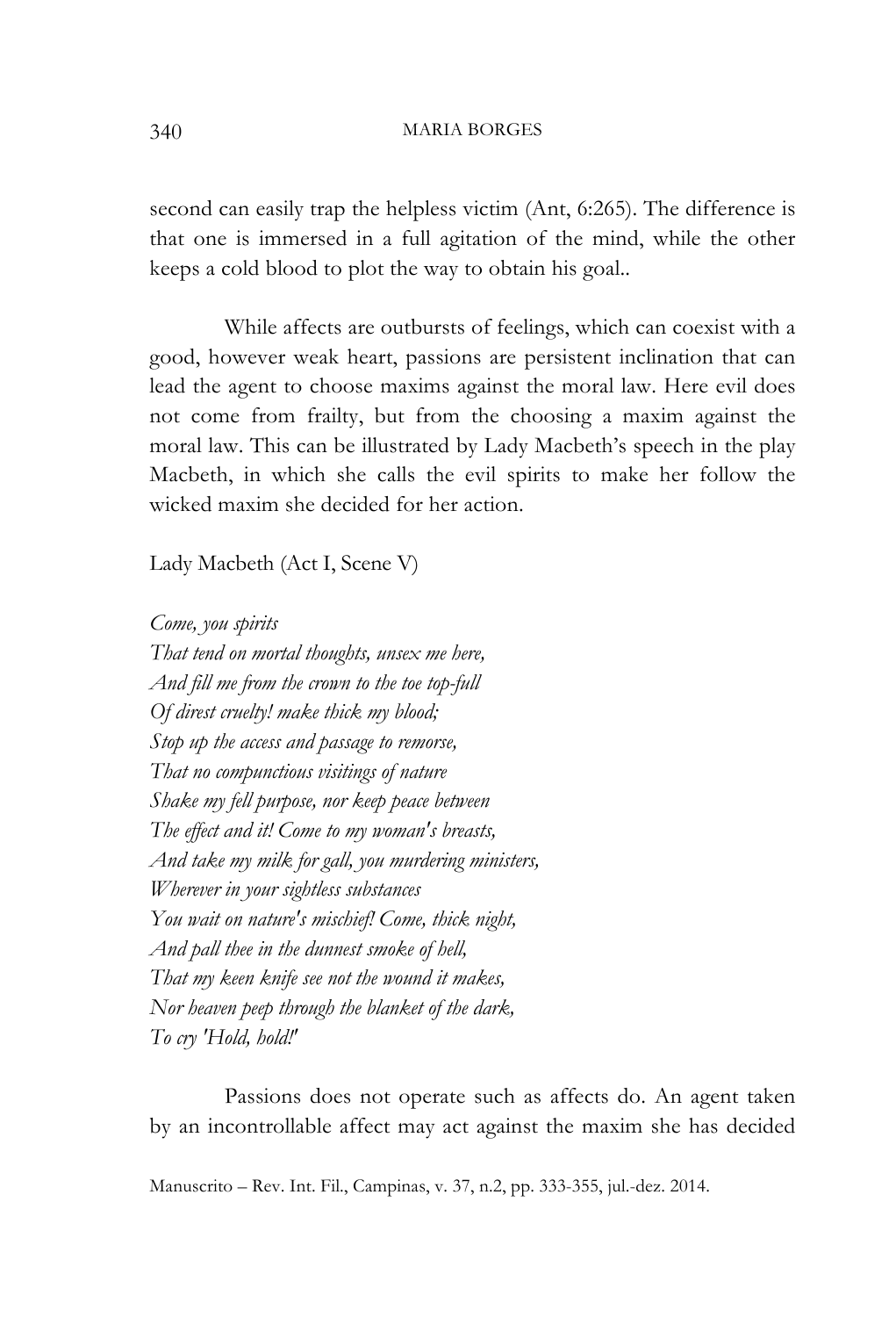second can easily trap the helpless victim (Ant, 6:265). The difference is that one is immersed in a full agitation of the mind, while the other keeps a cold blood to plot the way to obtain his goal..

While affects are outbursts of feelings, which can coexist with a good, however weak heart, passions are persistent inclination that can lead the agent to choose maxims against the moral law. Here evil does not come from frailty, but from the choosing a maxim against the moral law. This can be illustrated by Lady Macbeth's speech in the play Macbeth, in which she calls the evil spirits to make her follow the wicked maxim she decided for her action.

Lady Macbeth (Act I, Scene V)

*Come, you spirits*
*That tend on mortal thoughts, unsex me here,*
*And fill me from the crown to the toe top-full*
*Of direst cruelty! make thick my blood;*
*Stop up the access and passage to remorse,*
*That no compunctious visitings of nature*
*Shake my fell purpose, nor keep peace between*
*The effect and it! Come to my woman's breasts,*
*And take my milk for gall, you murdering ministers,*
*Wherever in your sightless substances*
*You wait on nature's mischief! Come, thick night,*
*And pall thee in the dunnest smoke of hell,*
*That my keen knife see not the wound it makes,*
*Nor heaven peep through the blanket of the dark,*
*To cry 'Hold, hold!'*

Passions does not operate such as affects do. An agent taken by an incontrollable affect may act against the maxim she has decided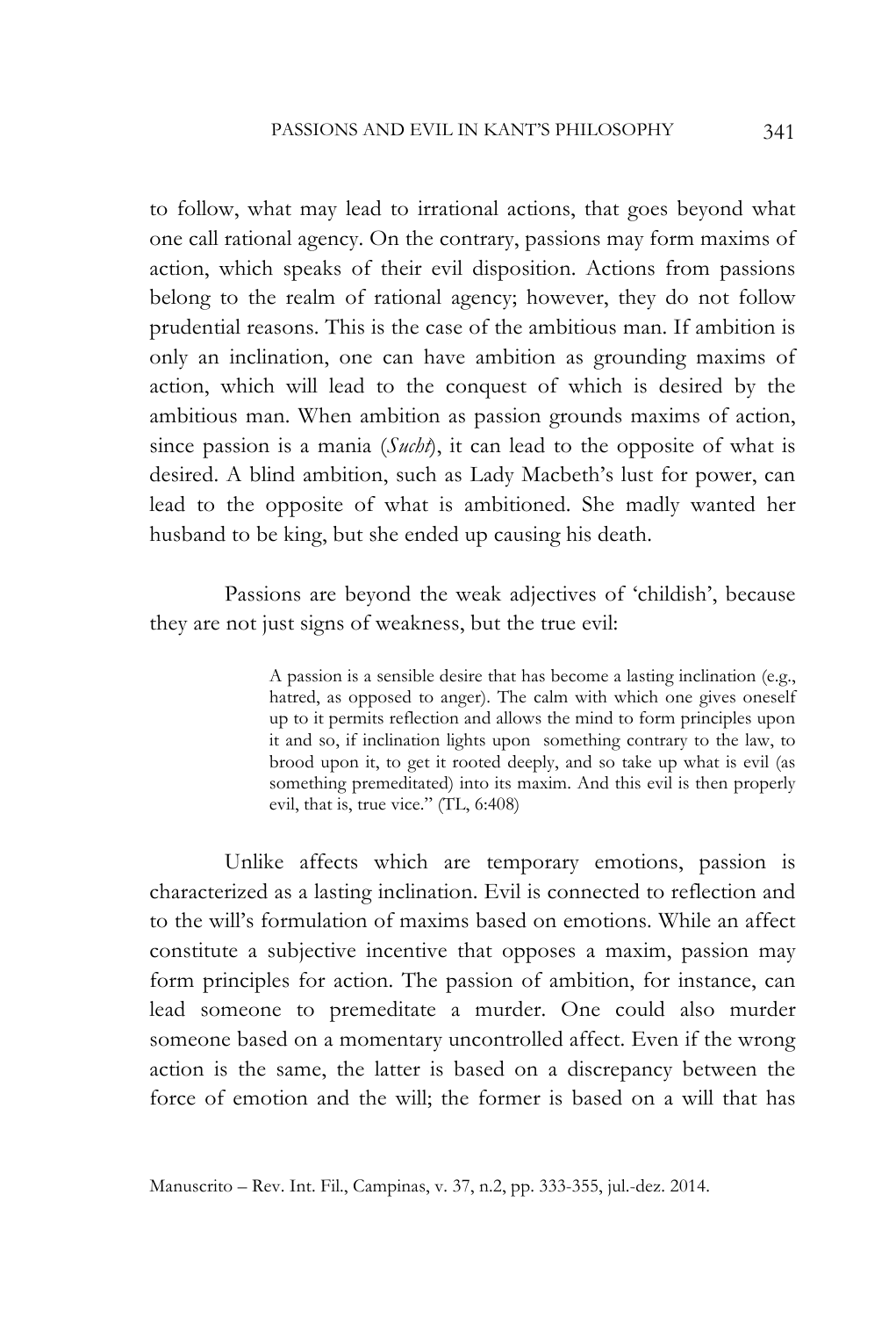to follow, what may lead to irrational actions, that goes beyond what one call rational agency. On the contrary, passions may form maxims of action, which speaks of their evil disposition. Actions from passions belong to the realm of rational agency; however, they do not follow prudential reasons. This is the case of the ambitious man. If ambition is only an inclination, one can have ambition as grounding maxims of action, which will lead to the conquest of which is desired by the ambitious man. When ambition as passion grounds maxims of action, since passion is a mania (*Sucht*), it can lead to the opposite of what is desired. A blind ambition, such as Lady Macbeth's lust for power, can lead to the opposite of what is ambitioned. She madly wanted her husband to be king, but she ended up causing his death.

Passions are beyond the weak adjectives of 'childish', because they are not just signs of weakness, but the true evil:

> A passion is a sensible desire that has become a lasting inclination (e.g., hatred, as opposed to anger). The calm with which one gives oneself up to it permits reflection and allows the mind to form principles upon it and so, if inclination lights upon something contrary to the law, to brood upon it, to get it rooted deeply, and so take up what is evil (as something premeditated) into its maxim. And this evil is then properly evil, that is, true vice." (TL, 6:408)

Unlike affects which are temporary emotions, passion is characterized as a lasting inclination. Evil is connected to reflection and to the will's formulation of maxims based on emotions. While an affect constitute a subjective incentive that opposes a maxim, passion may form principles for action. The passion of ambition, for instance, can lead someone to premeditate a murder. One could also murder someone based on a momentary uncontrolled affect. Even if the wrong action is the same, the latter is based on a discrepancy between the force of emotion and the will; the former is based on a will that has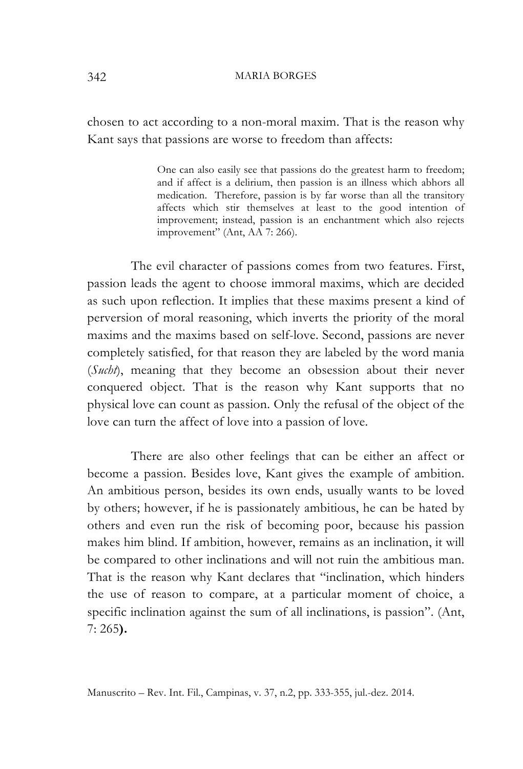chosen to act according to a non-moral maxim. That is the reason why Kant says that passions are worse to freedom than affects:

> One can also easily see that passions do the greatest harm to freedom; and if affect is a delirium, then passion is an illness which abhors all medication. Therefore, passion is by far worse than all the transitory affects which stir themselves at least to the good intention of improvement; instead, passion is an enchantment which also rejects improvement" (Ant, AA 7: 266).

The evil character of passions comes from two features. First, passion leads the agent to choose immoral maxims, which are decided as such upon reflection. It implies that these maxims present a kind of perversion of moral reasoning, which inverts the priority of the moral maxims and the maxims based on self-love. Second, passions are never completely satisfied, for that reason they are labeled by the word mania (*Sucht*), meaning that they become an obsession about their never conquered object. That is the reason why Kant supports that no physical love can count as passion. Only the refusal of the object of the love can turn the affect of love into a passion of love.

There are also other feelings that can be either an affect or become a passion. Besides love, Kant gives the example of ambition. An ambitious person, besides its own ends, usually wants to be loved by others; however, if he is passionately ambitious, he can be hated by others and even run the risk of becoming poor, because his passion makes him blind. If ambition, however, remains as an inclination, it will be compared to other inclinations and will not ruin the ambitious man. That is the reason why Kant declares that "inclination, which hinders the use of reason to compare, at a particular moment of choice, a specific inclination against the sum of all inclinations, is passion". (Ant, 7: 265**).**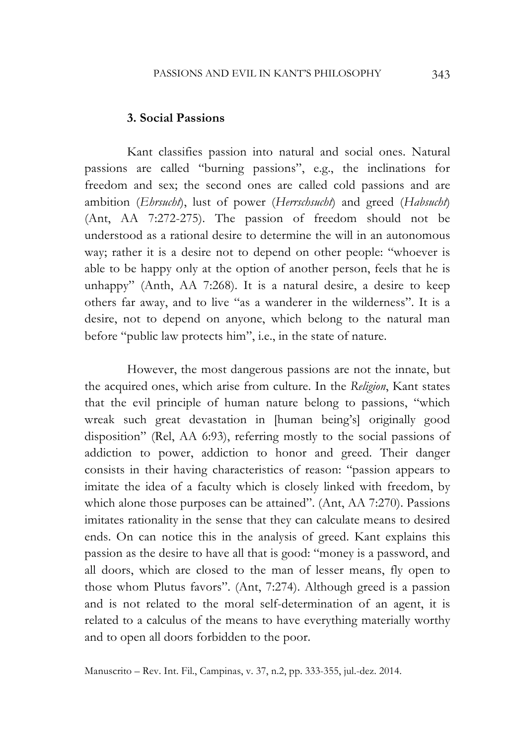### 3. Social Passions

Kant classifies passion into natural and social ones. Natural passions are called "burning passions", e.g., the inclinations for freedom and sex; the second ones are called cold passions and are ambition (*Ehrsucht*), lust of power (*Herrschsucht*) and greed (*Habsucht*) (Ant, AA 7:272-275). The passion of freedom should not be understood as a rational desire to determine the will in an autonomous way; rather it is a desire not to depend on other people: "whoever is able to be happy only at the option of another person, feels that he is unhappy" (Anth, AA 7:268). It is a natural desire, a desire to keep others far away, and to live "as a wanderer in the wilderness". It is a desire, not to depend on anyone, which belong to the natural man before "public law protects him", i.e., in the state of nature.

However, the most dangerous passions are not the innate, but the acquired ones, which arise from culture. In the *Religion*, Kant states that the evil principle of human nature belong to passions, "which wreak such great devastation in [human being's] originally good disposition" (Rel, AA 6:93), referring mostly to the social passions of addiction to power, addiction to honor and greed. Their danger consists in their having characteristics of reason: "passion appears to imitate the idea of a faculty which is closely linked with freedom, by which alone those purposes can be attained". (Ant, AA 7:270). Passions imitates rationality in the sense that they can calculate means to desired ends. On can notice this in the analysis of greed. Kant explains this passion as the desire to have all that is good: "money is a password, and all doors, which are closed to the man of lesser means, fly open to those whom Plutus favors". (Ant, 7:274). Although greed is a passion and is not related to the moral self-determination of an agent, it is related to a calculus of the means to have everything materially worthy and to open all doors forbidden to the poor.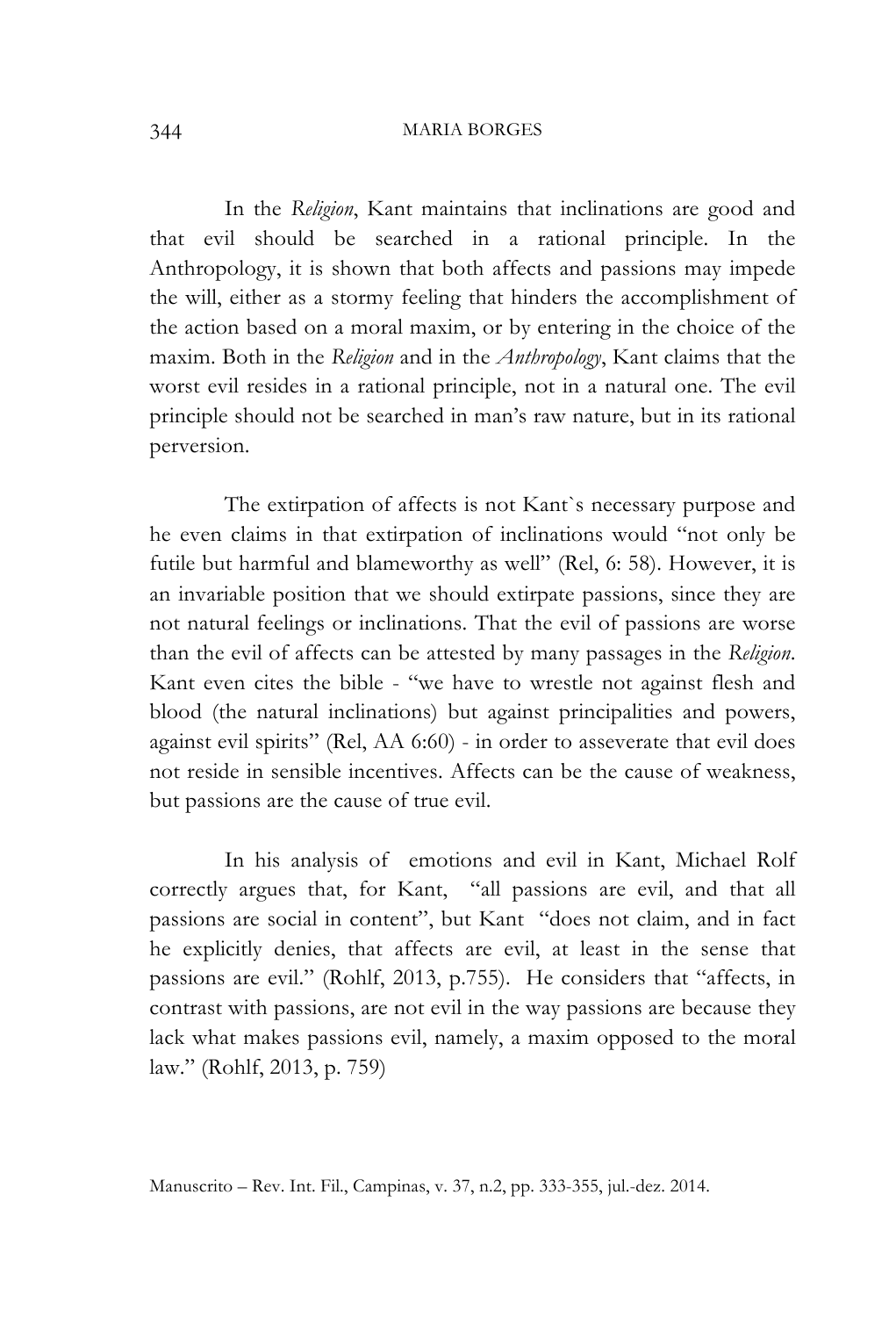In the *Religion*, Kant maintains that inclinations are good and that evil should be searched in a rational principle. In the Anthropology, it is shown that both affects and passions may impede the will, either as a stormy feeling that hinders the accomplishment of the action based on a moral maxim, or by entering in the choice of the maxim. Both in the *Religion* and in the *Anthropology*, Kant claims that the worst evil resides in a rational principle, not in a natural one. The evil principle should not be searched in man's raw nature, but in its rational perversion.

The extirpation of affects is not Kant`s necessary purpose and he even claims in that extirpation of inclinations would "not only be futile but harmful and blameworthy as well" (Rel, 6: 58). However, it is an invariable position that we should extirpate passions, since they are not natural feelings or inclinations. That the evil of passions are worse than the evil of affects can be attested by many passages in the *Religion*. Kant even cites the bible - "we have to wrestle not against flesh and blood (the natural inclinations) but against principalities and powers, against evil spirits" (Rel, AA 6:60) - in order to asseverate that evil does not reside in sensible incentives. Affects can be the cause of weakness, but passions are the cause of true evil.

In his analysis of emotions and evil in Kant, Michael Rolf correctly argues that, for Kant, "all passions are evil, and that all passions are social in content", but Kant "does not claim, and in fact he explicitly denies, that affects are evil, at least in the sense that passions are evil." (Rohlf, 2013, p.755). He considers that "affects, in contrast with passions, are not evil in the way passions are because they lack what makes passions evil, namely, a maxim opposed to the moral law." (Rohlf, 2013, p. 759)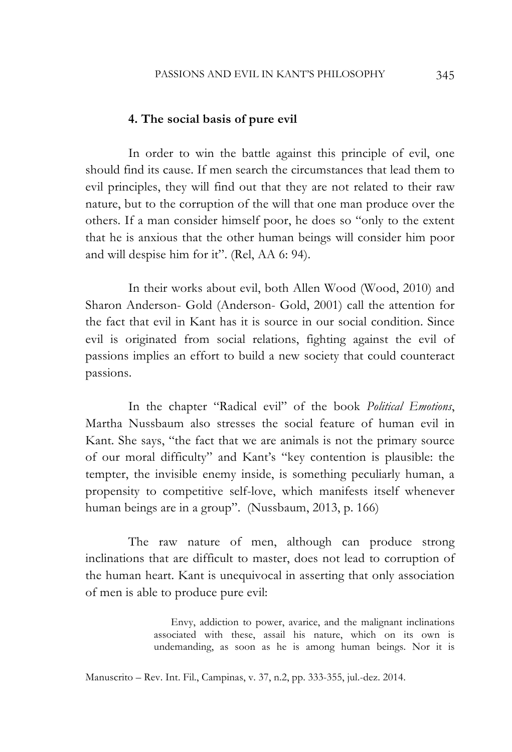### 4. The social basis of pure evil

In order to win the battle against this principle of evil, one should find its cause. If men search the circumstances that lead them to evil principles, they will find out that they are not related to their raw nature, but to the corruption of the will that one man produce over the others. If a man consider himself poor, he does so "only to the extent that he is anxious that the other human beings will consider him poor and will despise him for it". (Rel, AA 6: 94).

In their works about evil, both Allen Wood (Wood, 2010) and Sharon Anderson- Gold (Anderson- Gold, 2001) call the attention for the fact that evil in Kant has it is source in our social condition. Since evil is originated from social relations, fighting against the evil of passions implies an effort to build a new society that could counteract passions.

In the chapter "Radical evil" of the book *Political Emotions*, Martha Nussbaum also stresses the social feature of human evil in Kant. She says, "the fact that we are animals is not the primary source of our moral difficulty" and Kant's "key contention is plausible: the tempter, the invisible enemy inside, is something peculiarly human, a propensity to competitive self-love, which manifests itself whenever human beings are in a group". (Nussbaum, 2013, p. 166)

The raw nature of men, although can produce strong inclinations that are difficult to master, does not lead to corruption of the human heart. Kant is unequivocal in asserting that only association of men is able to produce pure evil:

> Envy, addiction to power, avarice, and the malignant inclinations associated with these, assail his nature, which on its own is undemanding, as soon as he is among human beings. Nor it is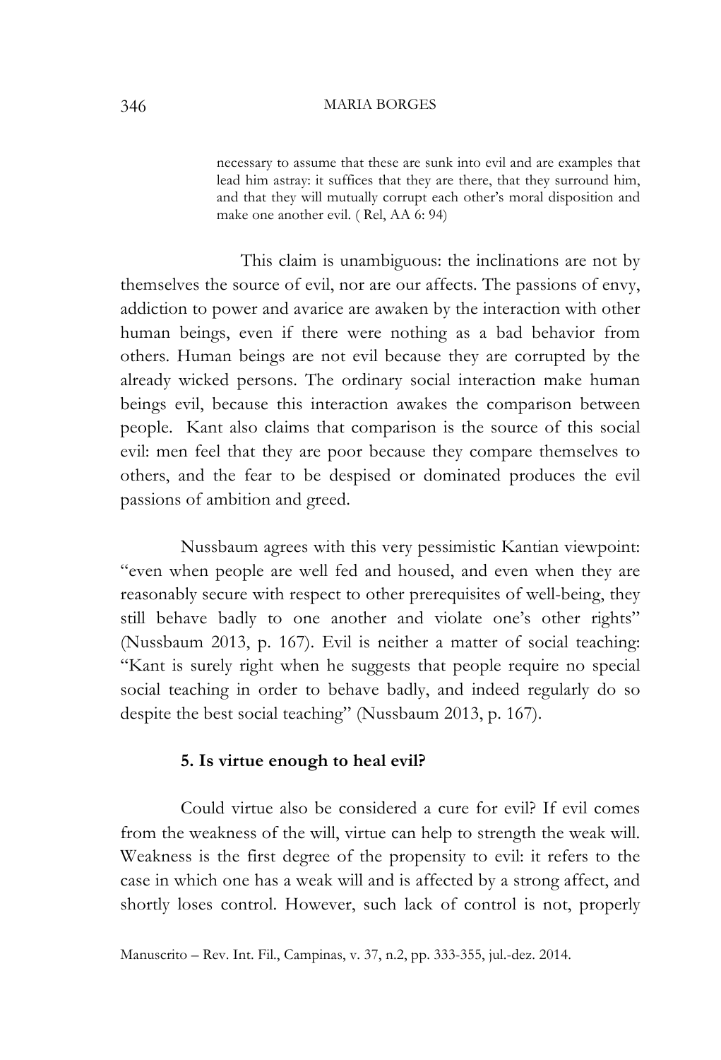> necessary to assume that these are sunk into evil and are examples that lead him astray: it suffices that they are there, that they surround him, and that they will mutually corrupt each other's moral disposition and make one another evil. ( Rel, AA 6: 94)

This claim is unambiguous: the inclinations are not by themselves the source of evil, nor are our affects. The passions of envy, addiction to power and avarice are awaken by the interaction with other human beings, even if there were nothing as a bad behavior from others. Human beings are not evil because they are corrupted by the already wicked persons. The ordinary social interaction make human beings evil, because this interaction awakes the comparison between people. Kant also claims that comparison is the source of this social evil: men feel that they are poor because they compare themselves to others, and the fear to be despised or dominated produces the evil passions of ambition and greed.

Nussbaum agrees with this very pessimistic Kantian viewpoint: "even when people are well fed and housed, and even when they are reasonably secure with respect to other prerequisites of well-being, they still behave badly to one another and violate one's other rights" (Nussbaum 2013, p. 167). Evil is neither a matter of social teaching: "Kant is surely right when he suggests that people require no special social teaching in order to behave badly, and indeed regularly do so despite the best social teaching" (Nussbaum 2013, p. 167).

## 5. Is virtue enough to heal evil?

Could virtue also be considered a cure for evil? If evil comes from the weakness of the will, virtue can help to strength the weak will. Weakness is the first degree of the propensity to evil: it refers to the case in which one has a weak will and is affected by a strong affect, and shortly loses control. However, such lack of control is not, properly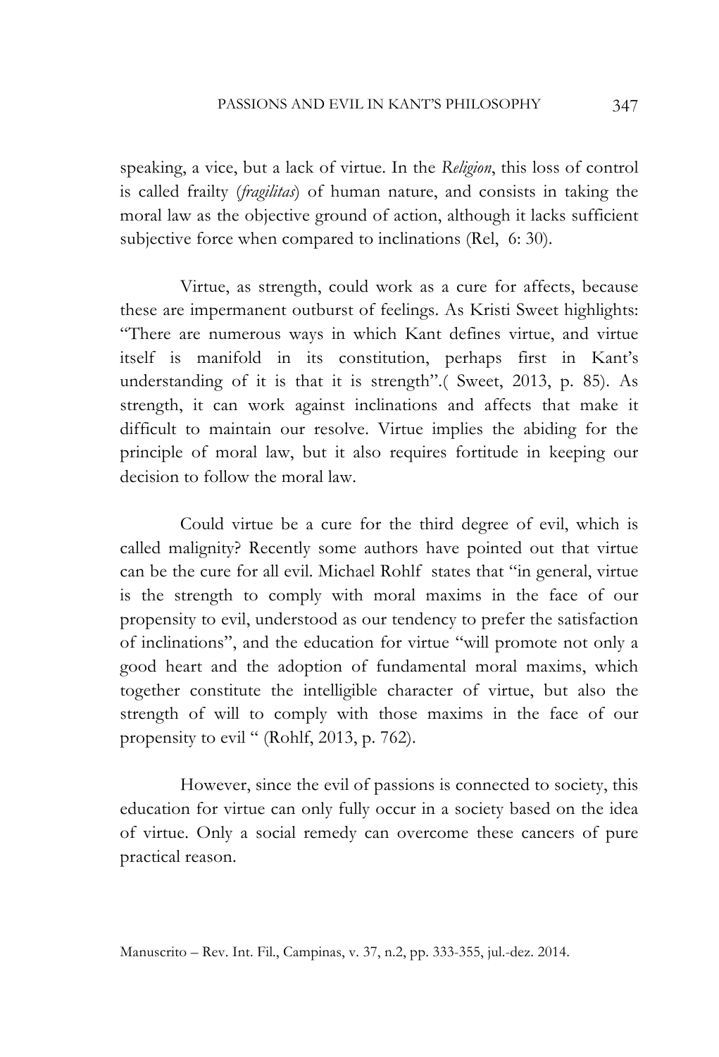speaking, a vice, but a lack of virtue. In the *Religion*, this loss of control is called frailty (*fragilitas*) of human nature, and consists in taking the moral law as the objective ground of action, although it lacks sufficient subjective force when compared to inclinations (Rel, 6: 30).

Virtue, as strength, could work as a cure for affects, because these are impermanent outburst of feelings. As Kristi Sweet highlights: "There are numerous ways in which Kant defines virtue, and virtue itself is manifold in its constitution, perhaps first in Kant's understanding of it is that it is strength".( Sweet, 2013, p. 85). As strength, it can work against inclinations and affects that make it difficult to maintain our resolve. Virtue implies the abiding for the principle of moral law, but it also requires fortitude in keeping our decision to follow the moral law.

Could virtue be a cure for the third degree of evil, which is called malignity? Recently some authors have pointed out that virtue can be the cure for all evil. Michael Rohlf states that "in general, virtue is the strength to comply with moral maxims in the face of our propensity to evil, understood as our tendency to prefer the satisfaction of inclinations", and the education for virtue "will promote not only a good heart and the adoption of fundamental moral maxims, which together constitute the intelligible character of virtue, but also the strength of will to comply with those maxims in the face of our propensity to evil " (Rohlf, 2013, p. 762).

However, since the evil of passions is connected to society, this education for virtue can only fully occur in a society based on the idea of virtue. Only a social remedy can overcome these cancers of pure practical reason.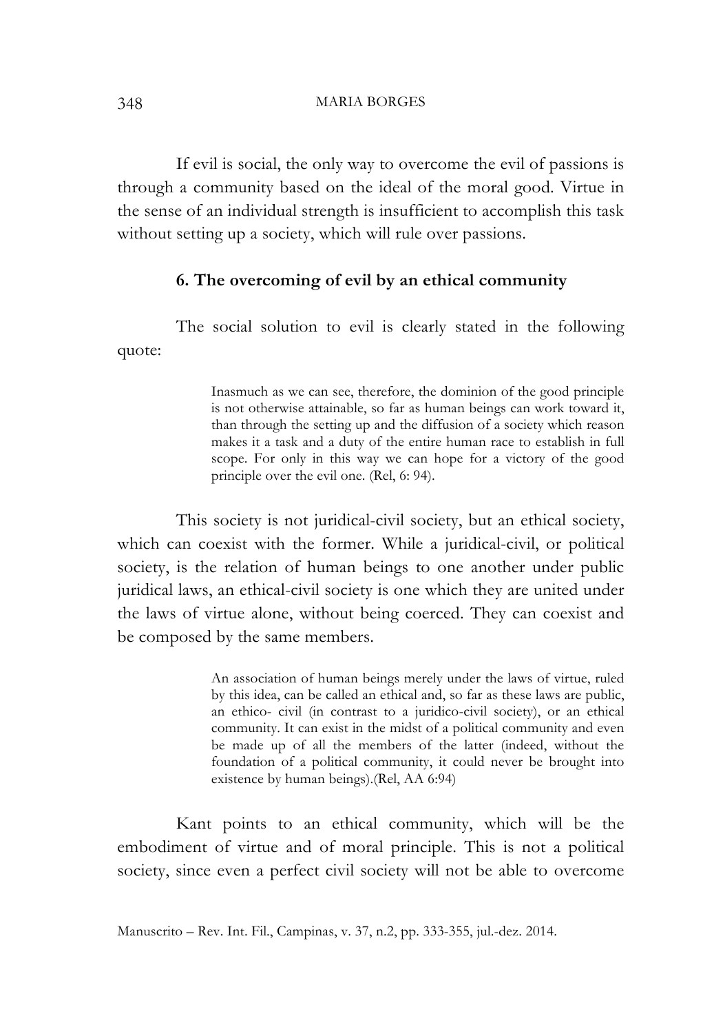If evil is social, the only way to overcome the evil of passions is through a community based on the ideal of the moral good. Virtue in the sense of an individual strength is insufficient to accomplish this task without setting up a society, which will rule over passions.

### 6. The overcoming of evil by an ethical community

The social solution to evil is clearly stated in the following quote:

> Inasmuch as we can see, therefore, the dominion of the good principle is not otherwise attainable, so far as human beings can work toward it, than through the setting up and the diffusion of a society which reason makes it a task and a duty of the entire human race to establish in full scope. For only in this way we can hope for a victory of the good principle over the evil one. (Rel, 6: 94).

This society is not juridical-civil society, but an ethical society, which can coexist with the former. While a juridical-civil, or political society, is the relation of human beings to one another under public juridical laws, an ethical-civil society is one which they are united under the laws of virtue alone, without being coerced. They can coexist and be composed by the same members.

> An association of human beings merely under the laws of virtue, ruled by this idea, can be called an ethical and, so far as these laws are public, an ethico- civil (in contrast to a juridico-civil society), or an ethical community. It can exist in the midst of a political community and even be made up of all the members of the latter (indeed, without the foundation of a political community, it could never be brought into existence by human beings).(Rel, AA 6:94)

Kant points to an ethical community, which will be the embodiment of virtue and of moral principle. This is not a political society, since even a perfect civil society will not be able to overcome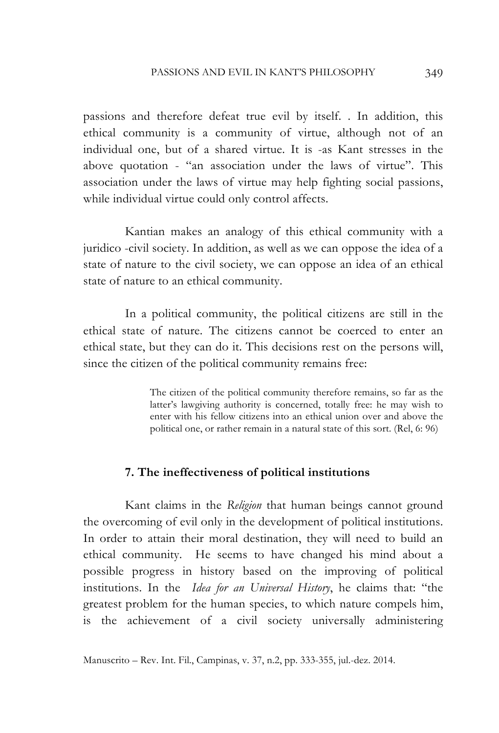passions and therefore defeat true evil by itself. . In addition, this ethical community is a community of virtue, although not of an individual one, but of a shared virtue. It is -as Kant stresses in the above quotation - "an association under the laws of virtue". This association under the laws of virtue may help fighting social passions, while individual virtue could only control affects.

Kantian makes an analogy of this ethical community with a juridico -civil society. In addition, as well as we can oppose the idea of a state of nature to the civil society, we can oppose an idea of an ethical state of nature to an ethical community.

In a political community, the political citizens are still in the ethical state of nature. The citizens cannot be coerced to enter an ethical state, but they can do it. This decisions rest on the persons will, since the citizen of the political community remains free:

> The citizen of the political community therefore remains, so far as the latter's lawgiving authority is concerned, totally free: he may wish to enter with his fellow citizens into an ethical union over and above the political one, or rather remain in a natural state of this sort. (Rel, 6: 96)

## 7. The ineffectiveness of political institutions

Kant claims in the *Religion* that human beings cannot ground the overcoming of evil only in the development of political institutions. In order to attain their moral destination, they will need to build an ethical community. He seems to have changed his mind about a possible progress in history based on the improving of political institutions. In the *Idea for an Universal History*, he claims that: "the greatest problem for the human species, to which nature compels him, is the achievement of a civil society universally administering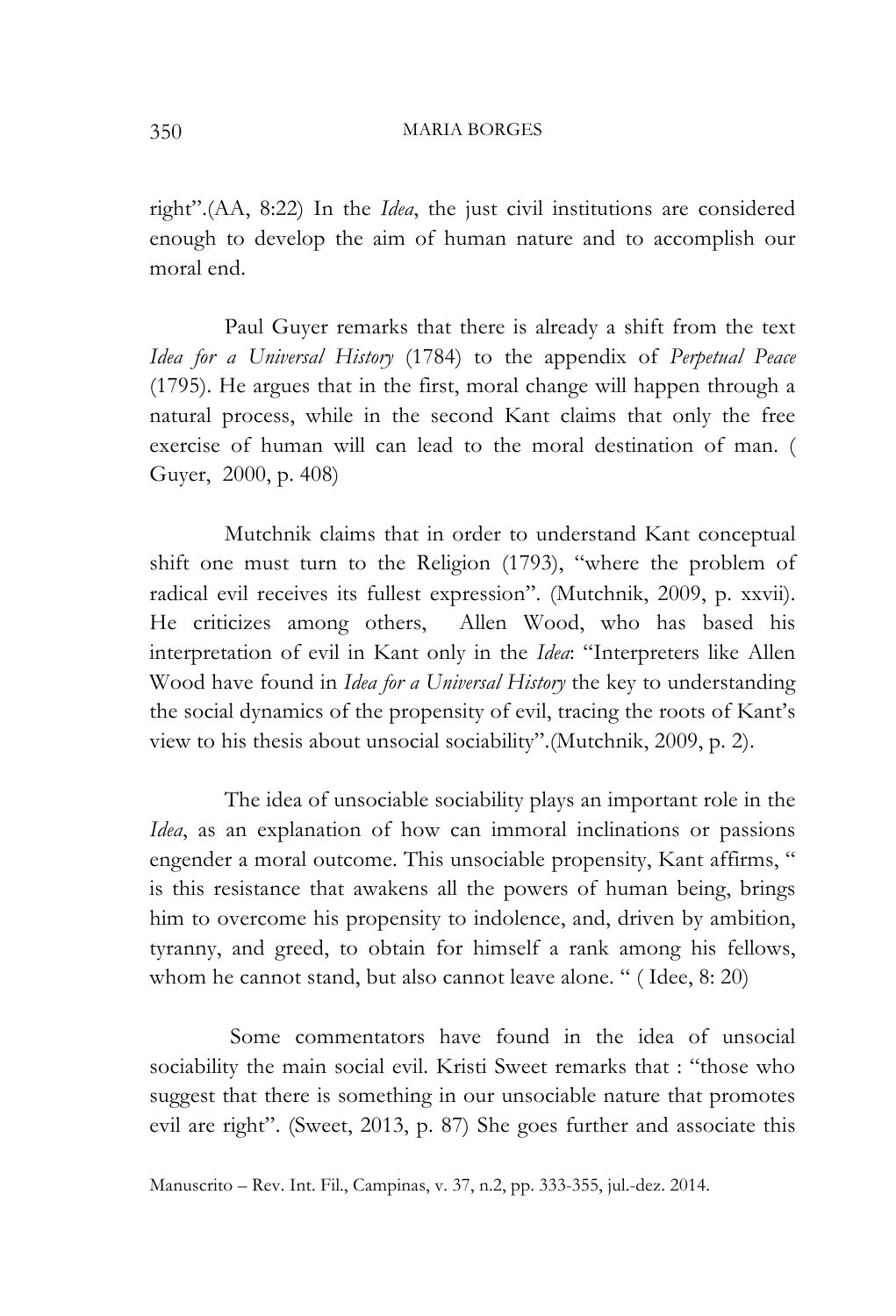right".(AA, 8:22) In the *Idea*, the just civil institutions are considered enough to develop the aim of human nature and to accomplish our moral end.

Paul Guyer remarks that there is already a shift from the text *Idea for a Universal History* (1784) to the appendix of *Perpetual Peace* (1795). He argues that in the first, moral change will happen through a natural process, while in the second Kant claims that only the free exercise of human will can lead to the moral destination of man. ( Guyer, 2000, p. 408)

Mutchnik claims that in order to understand Kant conceptual shift one must turn to the Religion (1793), "where the problem of radical evil receives its fullest expression". (Mutchnik, 2009, p. xxvii). He criticizes among others, Allen Wood, who has based his interpretation of evil in Kant only in the *Idea*: "Interpreters like Allen Wood have found in *Idea for a Universal History* the key to understanding the social dynamics of the propensity of evil, tracing the roots of Kant's view to his thesis about unsocial sociability".(Mutchnik, 2009, p. 2).

The idea of unsociable sociability plays an important role in the *Idea*, as an explanation of how can immoral inclinations or passions engender a moral outcome. This unsociable propensity, Kant affirms, " is this resistance that awakens all the powers of human being, brings him to overcome his propensity to indolence, and, driven by ambition, tyranny, and greed, to obtain for himself a rank among his fellows, whom he cannot stand, but also cannot leave alone. " ( Idee, 8: 20)

Some commentators have found in the idea of unsocial sociability the main social evil. Kristi Sweet remarks that : "those who suggest that there is something in our unsociable nature that promotes evil are right". (Sweet, 2013, p. 87) She goes further and associate this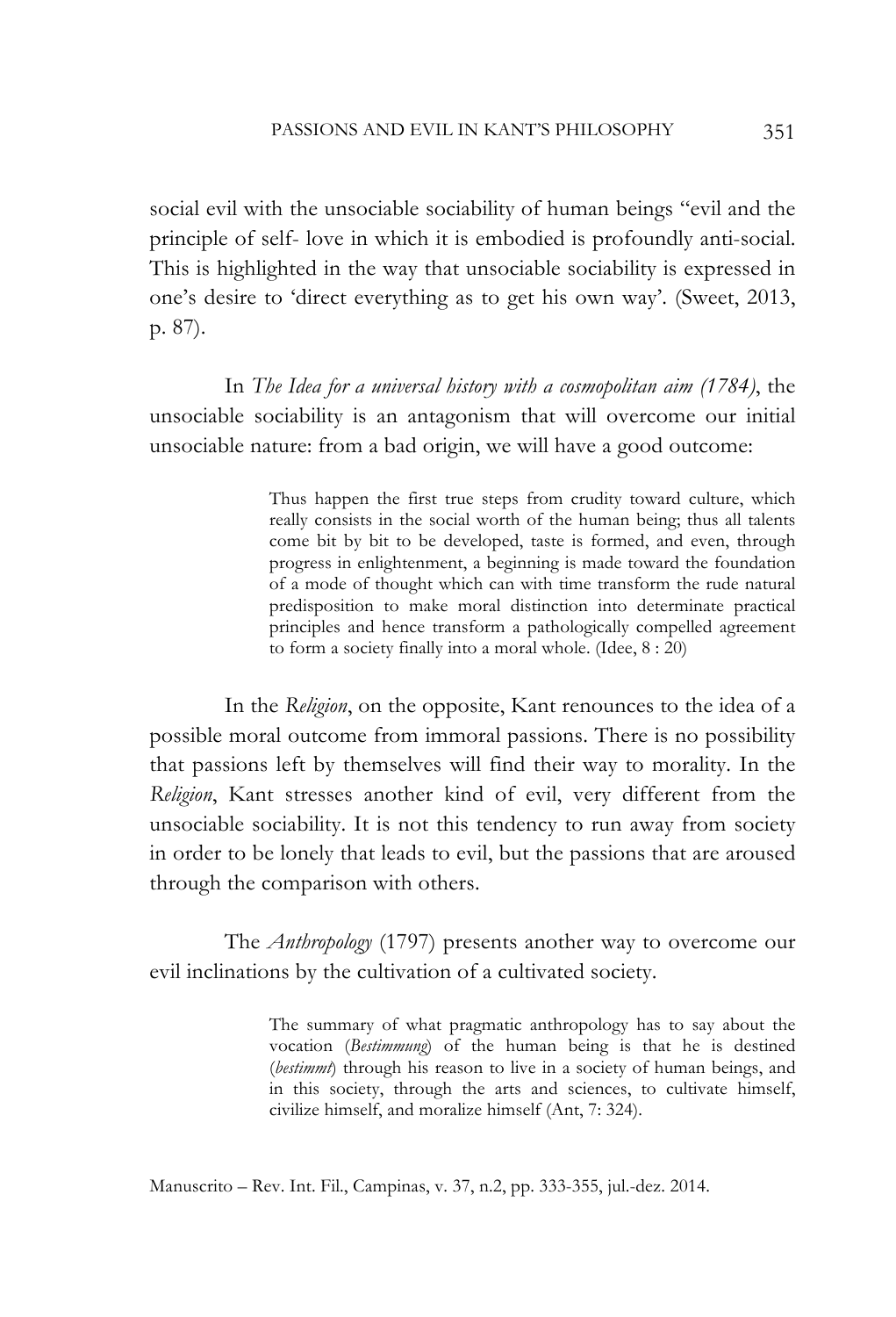social evil with the unsociable sociability of human beings "evil and the principle of self- love in which it is embodied is profoundly anti-social. This is highlighted in the way that unsociable sociability is expressed in one's desire to 'direct everything as to get his own way'. (Sweet, 2013, p. 87).

In *The Idea for a universal history with a cosmopolitan aim (1784)*, the unsociable sociability is an antagonism that will overcome our initial unsociable nature: from a bad origin, we will have a good outcome:

> Thus happen the first true steps from crudity toward culture, which really consists in the social worth of the human being; thus all talents come bit by bit to be developed, taste is formed, and even, through progress in enlightenment, a beginning is made toward the foundation of a mode of thought which can with time transform the rude natural predisposition to make moral distinction into determinate practical principles and hence transform a pathologically compelled agreement to form a society finally into a moral whole. (Idee, 8 : 20)

In the *Religion*, on the opposite, Kant renounces to the idea of a possible moral outcome from immoral passions. There is no possibility that passions left by themselves will find their way to morality. In the *Religion*, Kant stresses another kind of evil, very different from the unsociable sociability. It is not this tendency to run away from society in order to be lonely that leads to evil, but the passions that are aroused through the comparison with others.

The *Anthropology* (1797) presents another way to overcome our evil inclinations by the cultivation of a cultivated society.

> The summary of what pragmatic anthropology has to say about the vocation (*Bestimmung*) of the human being is that he is destined (*bestimmt*) through his reason to live in a society of human beings, and in this society, through the arts and sciences, to cultivate himself, civilize himself, and moralize himself (Ant, 7: 324).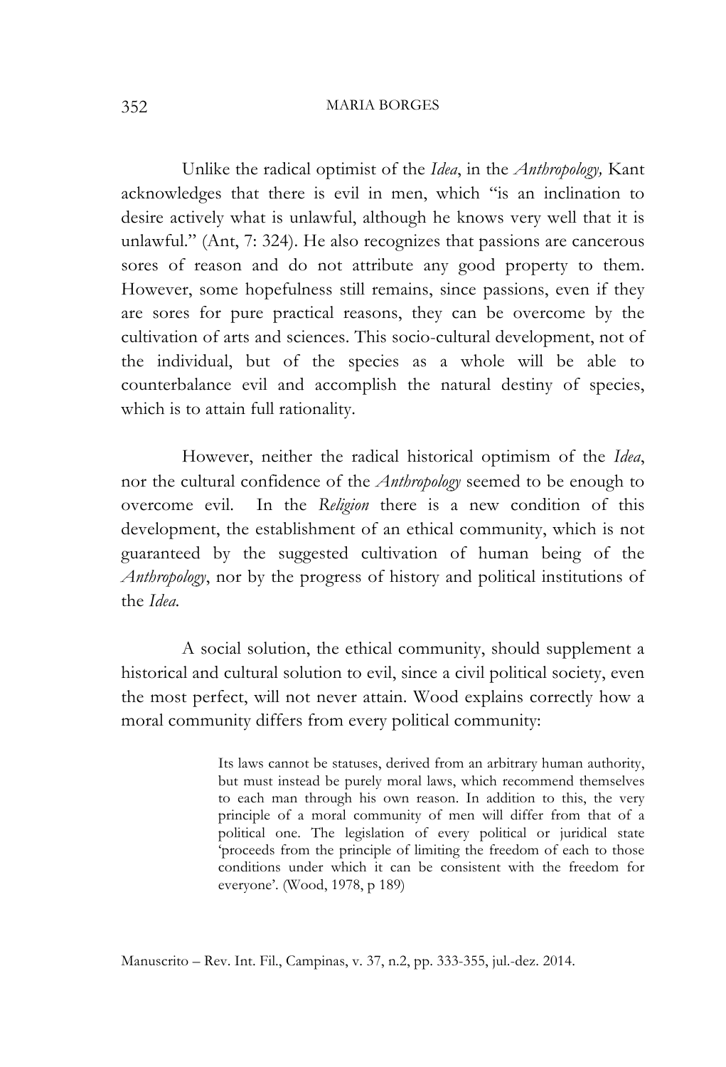Unlike the radical optimist of the *Idea*, in the *Anthropology,* Kant acknowledges that there is evil in men, which "is an inclination to desire actively what is unlawful, although he knows very well that it is unlawful." (Ant, 7: 324). He also recognizes that passions are cancerous sores of reason and do not attribute any good property to them. However, some hopefulness still remains, since passions, even if they are sores for pure practical reasons, they can be overcome by the cultivation of arts and sciences. This socio-cultural development, not of the individual, but of the species as a whole will be able to counterbalance evil and accomplish the natural destiny of species, which is to attain full rationality.

However, neither the radical historical optimism of the *Idea*, nor the cultural confidence of the *Anthropology* seemed to be enough to overcome evil. In the *Religion* there is a new condition of this development, the establishment of an ethical community, which is not guaranteed by the suggested cultivation of human being of the *Anthropology*, nor by the progress of history and political institutions of the *Idea.*

A social solution, the ethical community, should supplement a historical and cultural solution to evil, since a civil political society, even the most perfect, will not never attain. Wood explains correctly how a moral community differs from every political community:

> Its laws cannot be statuses, derived from an arbitrary human authority, but must instead be purely moral laws, which recommend themselves to each man through his own reason. In addition to this, the very principle of a moral community of men will differ from that of a political one. The legislation of every political or juridical state 'proceeds from the principle of limiting the freedom of each to those conditions under which it can be consistent with the freedom for everyone'. (Wood, 1978, p 189)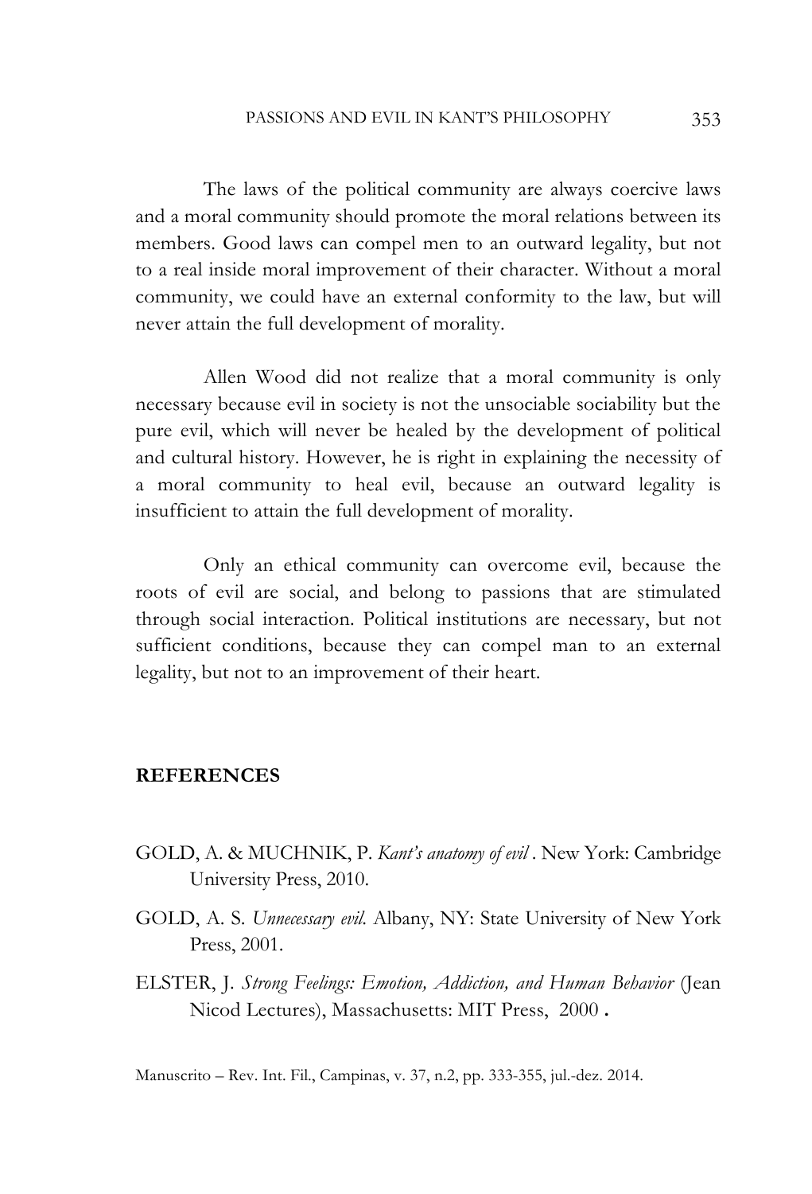The laws of the political community are always coercive laws and a moral community should promote the moral relations between its members. Good laws can compel men to an outward legality, but not to a real inside moral improvement of their character. Without a moral community, we could have an external conformity to the law, but will never attain the full development of morality.

Allen Wood did not realize that a moral community is only necessary because evil in society is not the unsociable sociability but the pure evil, which will never be healed by the development of political and cultural history. However, he is right in explaining the necessity of a moral community to heal evil, because an outward legality is insufficient to attain the full development of morality.

Only an ethical community can overcome evil, because the roots of evil are social, and belong to passions that are stimulated through social interaction. Political institutions are necessary, but not sufficient conditions, because they can compel man to an external legality, but not to an improvement of their heart.

## REFERENCES

GOLD, A. & MUCHNIK, P. *Kant's anatomy of evil* . New York: Cambridge University Press, 2010.

GOLD, A. S. *Unnecessary evil.* Albany, NY: State University of New York Press, 2001.

ELSTER, J. *Strong Feelings: Emotion, Addiction, and Human Behavior* (Jean Nicod Lectures), Massachusetts: MIT Press, 2000 .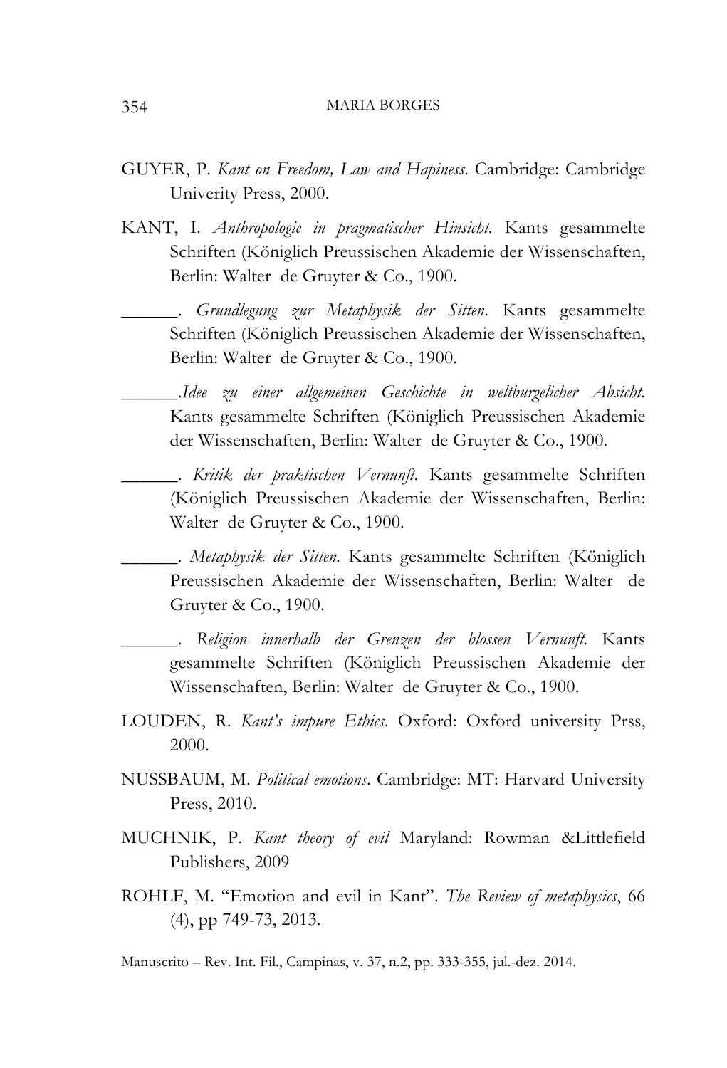GUYER, P. *Kant on Freedom, Law and Hapiness*. Cambridge: Cambridge Univerity Press, 2000.

KANT, I. *Anthropologie in pragmatischer Hinsicht*. Kants gesammelte Schriften (Königlich Preussischen Akademie der Wissenschaften, Berlin: Walter de Gruyter & Co., 1900.

______. *Grundlegung zur Metaphysik der Sitten*. Kants gesammelte Schriften (Königlich Preussischen Akademie der Wissenschaften, Berlin: Walter de Gruyter & Co., 1900.

______.*Idee zu einer allgemeinen Geschichte in weltburgelicher Absicht*. Kants gesammelte Schriften (Königlich Preussischen Akademie der Wissenschaften, Berlin: Walter de Gruyter & Co., 1900.

______. *Kritik der praktischen Vernunft*. Kants gesammelte Schriften (Königlich Preussischen Akademie der Wissenschaften, Berlin: Walter de Gruyter & Co., 1900.

______. *Metaphysik der Sitten*. Kants gesammelte Schriften (Königlich Preussischen Akademie der Wissenschaften, Berlin: Walter de Gruyter & Co., 1900.

______. *Religion innerhalb der Grenzen der blossen Vernunft*. Kants gesammelte Schriften (Königlich Preussischen Akademie der Wissenschaften, Berlin: Walter de Gruyter & Co., 1900.

LOUDEN, R. *Kant's impure Ethics*. Oxford: Oxford university Prss, 2000.

NUSSBAUM, M. *Political emotions*. Cambridge: MT: Harvard University Press, 2010.

MUCHNIK, P. *Kant theory of evil* Maryland: Rowman &Littlefield Publishers, 2009

ROHLF, M. "Emotion and evil in Kant". *The Review of metaphysics*, 66 (4), pp 749-73, 2013.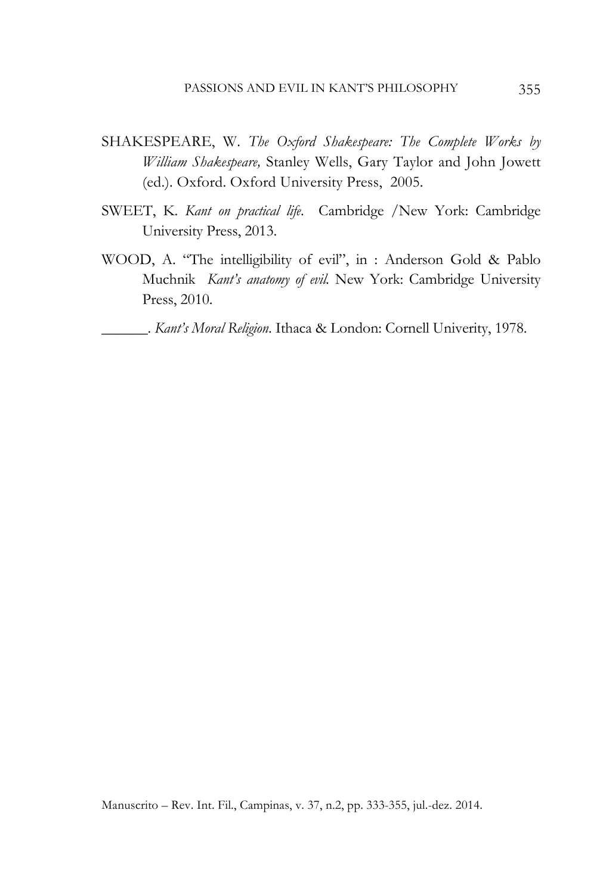SHAKESPEARE, W. *The Oxford Shakespeare: The Complete Works by William Shakespeare,* Stanley Wells, Gary Taylor and John Jowett (ed.). Oxford. Oxford University Press, 2005.

SWEET, K. *Kant on practical life*. Cambridge /New York: Cambridge University Press, 2013.

WOOD, A. "The intelligibility of evil", in : Anderson Gold & Pablo Muchnik *Kant's anatomy of evil.* New York: Cambridge University Press, 2010.

______. *Kant's Moral Religion*. Ithaca & London: Cornell Univerity, 1978.